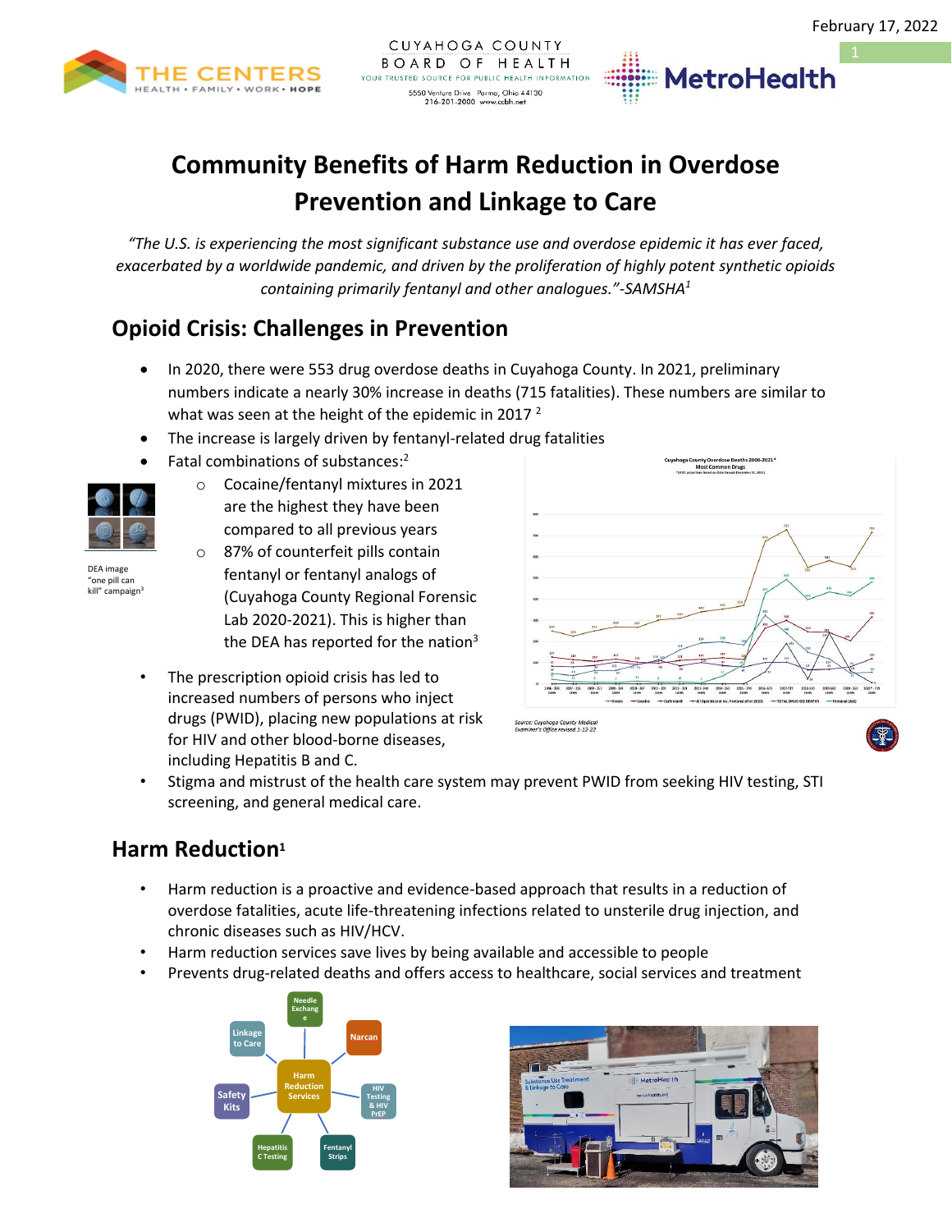February 17, 2022

# Community Benefits of Harm Reduction in Overdose Prevention and Linkage to Care

*"The U.S. is experiencing the most significant substance use and overdose epidemic it has ever faced, exacerbated by a worldwide pandemic, and driven by the proliferation of highly potent synthetic opioids containing primarily fentanyl and other analogues."-SAMSHA[1]*

## Opioid Crisis: Challenges in Prevention

- In 2020, there were 553 drug overdose deaths in Cuyahoga County. In 2021, preliminary numbers indicate a nearly 30% increase in deaths (715 fatalities). These numbers are similar to what was seen at the height of the epidemic in 2017 [2]
- The increase is largely driven by fentanyl-related drug fatalities
- Fatal combinations of substances:[2]
  - Cocaine/fentanyl mixtures in 2021 are the highest they have been compared to all previous years
  - 87% of counterfeit pills contain fentanyl or fentanyl analogs of (Cuyahoga County Regional Forensic Lab 2020-2021). This is higher than the DEA has reported for the nation[3]

DEA image "one pill can kill" campaign[3]

Source: Cuyahoga County Medical Examiner's Office revised 1-12-22

- The prescription opioid crisis has led to increased numbers of persons who inject drugs (PWID), placing new populations at risk for HIV and other blood-borne diseases, including Hepatitis B and C.
- Stigma and mistrust of the health care system may prevent PWID from seeking HIV testing, STI screening, and general medical care.

## Harm Reduction[1]

- Harm reduction is a proactive and evidence-based approach that results in a reduction of overdose fatalities, acute life-threatening infections related to unsterile drug injection, and chronic diseases such as HIV/HCV.
- Harm reduction services save lives by being available and accessible to people
- Prevents drug-related deaths and offers access to healthcare, social services and treatment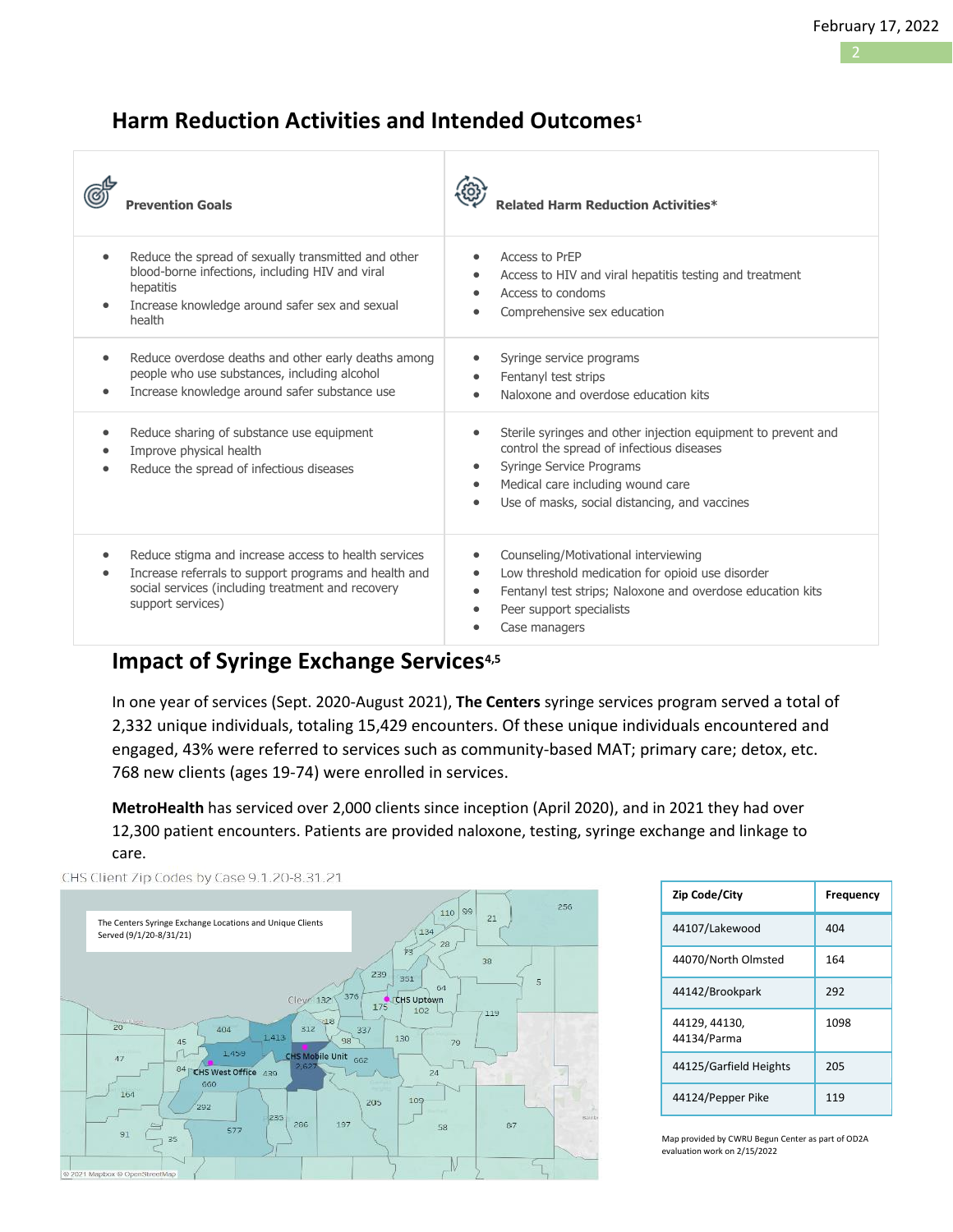## Harm Reduction Activities and Intended Outcomes[1]

| Prevention Goals | Related Harm Reduction Activities* |
|---|---|
| • Reduce the spread of sexually transmitted and other blood-borne infections, including HIV and viral hepatitis<br>• Increase knowledge around safer sex and sexual health | • Access to PrEP<br>• Access to HIV and viral hepatitis testing and treatment<br>• Access to condoms<br>• Comprehensive sex education |
| • Reduce overdose deaths and other early deaths among people who use substances, including alcohol<br>• Increase knowledge around safer substance use | • Syringe service programs<br>• Fentanyl test strips<br>• Naloxone and overdose education kits |
| • Reduce sharing of substance use equipment<br>• Improve physical health<br>• Reduce the spread of infectious diseases | • Sterile syringes and other injection equipment to prevent and control the spread of infectious diseases<br>• Syringe Service Programs<br>• Medical care including wound care<br>• Use of masks, social distancing, and vaccines |
| • Reduce stigma and increase access to health services<br>• Increase referrals to support programs and health and social services (including treatment and recovery support services) | • Counseling/Motivational interviewing<br>• Low threshold medication for opioid use disorder<br>• Fentanyl test strips; Naloxone and overdose education kits<br>• Peer support specialists<br>• Case managers |

## Impact of Syringe Exchange Services[4,5]

In one year of services (Sept. 2020-August 2021), **The Centers** syringe services program served a total of 2,332 unique individuals, totaling 15,429 encounters. Of these unique individuals encountered and engaged, 43% were referred to services such as community-based MAT; primary care; detox, etc. 768 new clients (ages 19-74) were enrolled in services.

**MetroHealth** has serviced over 2,000 clients since inception (April 2020), and in 2021 they had over 12,300 patient encounters. Patients are provided naloxone, testing, syringe exchange and linkage to care.

CHS Client Zip Codes by Case 9.1.20-8.31.21

The Centers Syringe Exchange Locations and Unique Clients Served (9/1/20-8/31/21)

| Zip Code/City | Frequency |
|---|---|
| 44107/Lakewood | 404 |
| 44070/North Olmsted | 164 |
| 44142/Brookpark | 292 |
| 44129, 44130, 44134/Parma | 1098 |
| 44125/Garfield Heights | 205 |
| 44124/Pepper Pike | 119 |

Map provided by CWRU Begun Center as part of OD2A evaluation work on 2/15/2022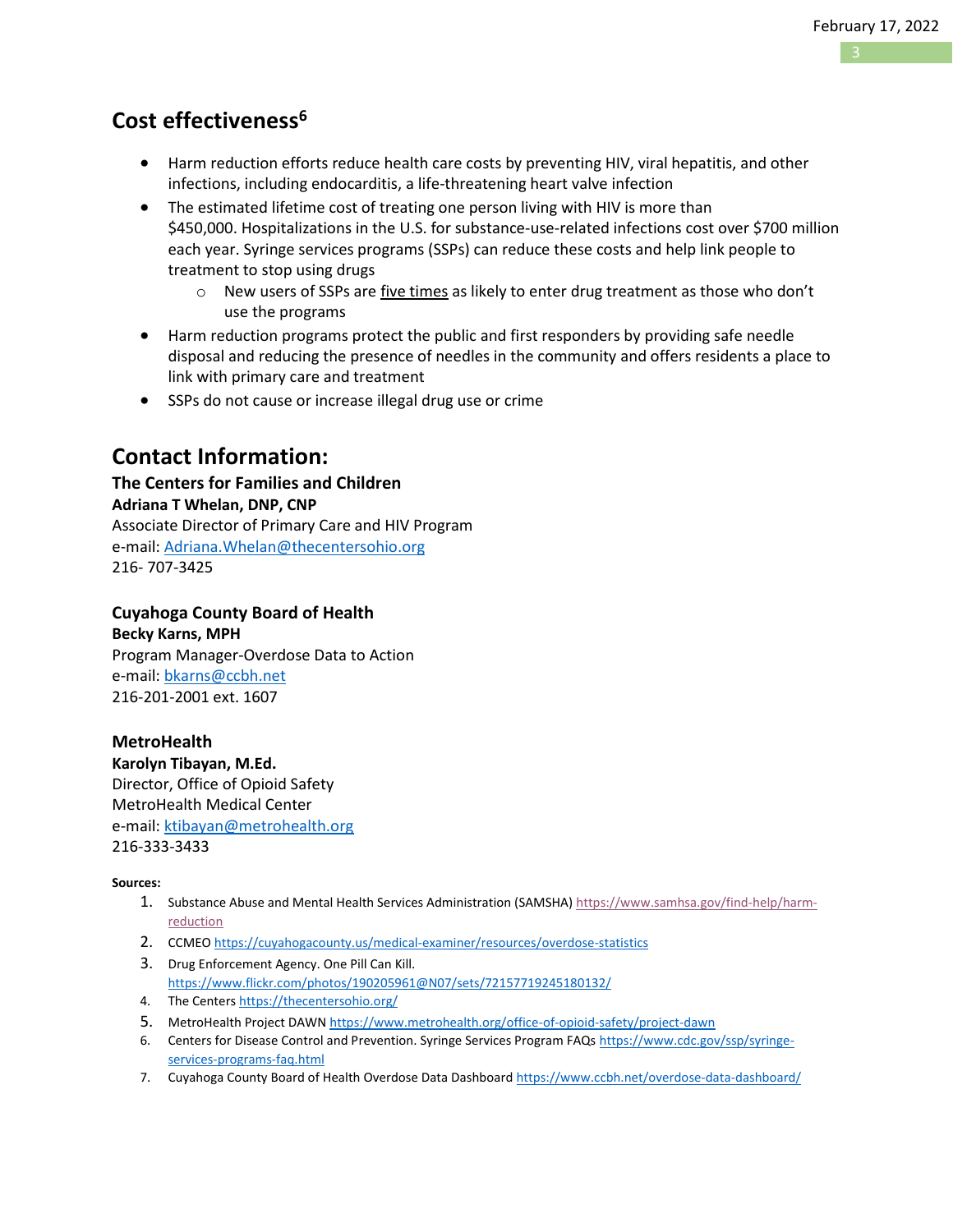## Cost effectiveness[6]

- Harm reduction efforts reduce health care costs by preventing HIV, viral hepatitis, and other infections, including endocarditis, a life-threatening heart valve infection
- The estimated lifetime cost of treating one person living with HIV is more than $450,000. Hospitalizations in the U.S. for substance-use-related infections cost over $700 million each year. Syringe services programs (SSPs) can reduce these costs and help link people to treatment to stop using drugs
  - New users of SSPs are five times as likely to enter drug treatment as those who don't use the programs
- Harm reduction programs protect the public and first responders by providing safe needle disposal and reducing the presence of needles in the community and offers residents a place to link with primary care and treatment
- SSPs do not cause or increase illegal drug use or crime

## Contact Information:

**The Centers for Families and Children**
**Adriana T Whelan, DNP, CNP**
Associate Director of Primary Care and HIV Program
e-mail: Adriana.Whelan@thecentersohio.org
216- 707-3425

**Cuyahoga County Board of Health**
**Becky Karns, MPH**
Program Manager-Overdose Data to Action
e-mail: bkarns@ccbh.net
216-201-2001 ext. 1607

**MetroHealth**
**Karolyn Tibayan, M.Ed.**
Director, Office of Opioid Safety
MetroHealth Medical Center
e-mail: ktibayan@metrohealth.org
216-333-3433

**Sources:**

1. Substance Abuse and Mental Health Services Administration (SAMSHA) https://www.samhsa.gov/find-help/harm-reduction
2. CCMEO https://cuyahogacounty.us/medical-examiner/resources/overdose-statistics
3. Drug Enforcement Agency. One Pill Can Kill. https://www.flickr.com/photos/190205961@N07/sets/72157719245180132/
4. The Centers https://thecentersohio.org/
5. MetroHealth Project DAWN https://www.metrohealth.org/office-of-opioid-safety/project-dawn
6. Centers for Disease Control and Prevention. Syringe Services Program FAQs https://www.cdc.gov/ssp/syringe-services-programs-faq.html
7. Cuyahoga County Board of Health Overdose Data Dashboard https://www.ccbh.net/overdose-data-dashboard/